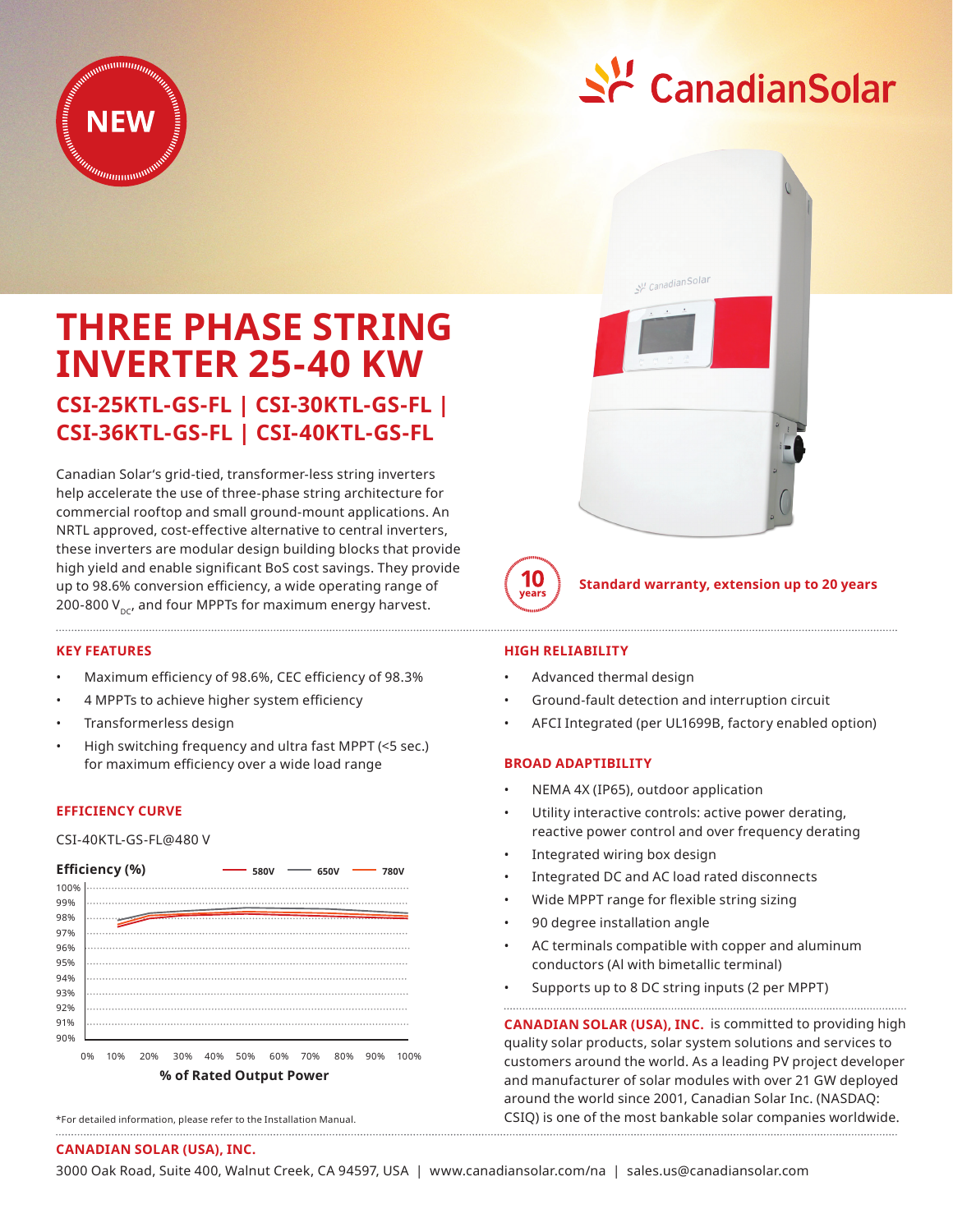NEW

CanadianSolar

# THREE PHASE STRING INVERTER 25-40 KW

## CSI-25KTL-GS-FL | CSI-30KTL-GS-FL | CSI-36KTL-GS-FL | CSI-40KTL-GS-FL

Canadian Solar's grid-tied, transformer-less string inverters help accelerate the use of three-phase string architecture for commercial rooftop and small ground-mount applications. An NRTL approved, cost-effective alternative to central inverters, these inverters are modular design building blocks that provide high yield and enable significant BoS cost savings. They provide up to 98.6% conversion efficiency, a wide operating range of 200-800 $V_{DC}$, and four MPPTs for maximum energy harvest.

**10 years** Standard warranty, extension up to 20 years

### KEY FEATURES

- Maximum efficiency of 98.6%, CEC efficiency of 98.3%
- 4 MPPTs to achieve higher system efficiency
- Transformerless design
- High switching frequency and ultra fast MPPT (<5 sec.) for maximum efficiency over a wide load range

### EFFICIENCY CURVE

CSI-40KTL-GS-FL@480 V

Efficiency (%) — 580V, 650V, 780V

Y-axis: 90% – 100%; X-axis: % of Rated Output Power (0% – 100%)

*For detailed information, please refer to the Installation Manual.

### HIGH RELIABILITY

- Advanced thermal design
- Ground-fault detection and interruption circuit
- AFCI Integrated (per UL1699B, factory enabled option)

### BROAD ADAPTIBILITY

- NEMA 4X (IP65), outdoor application
- Utility interactive controls: active power derating, reactive power control and over frequency derating
- Integrated wiring box design
- Integrated DC and AC load rated disconnects
- Wide MPPT range for flexible string sizing
- 90 degree installation angle
- AC terminals compatible with copper and aluminum conductors (Al with bimetallic terminal)
- Supports up to 8 DC string inputs (2 per MPPT)

**CANADIAN SOLAR (USA), INC.** is committed to providing high quality solar products, solar system solutions and services to customers around the world. As a leading PV project developer and manufacturer of solar modules with over 21 GW deployed around the world since 2001, Canadian Solar Inc. (NASDAQ: CSIQ) is one of the most bankable solar companies worldwide.

**CANADIAN SOLAR (USA), INC.**

3000 Oak Road, Suite 400, Walnut Creek, CA 94597, USA | www.canadiansolar.com/na | sales.us@canadiansolar.com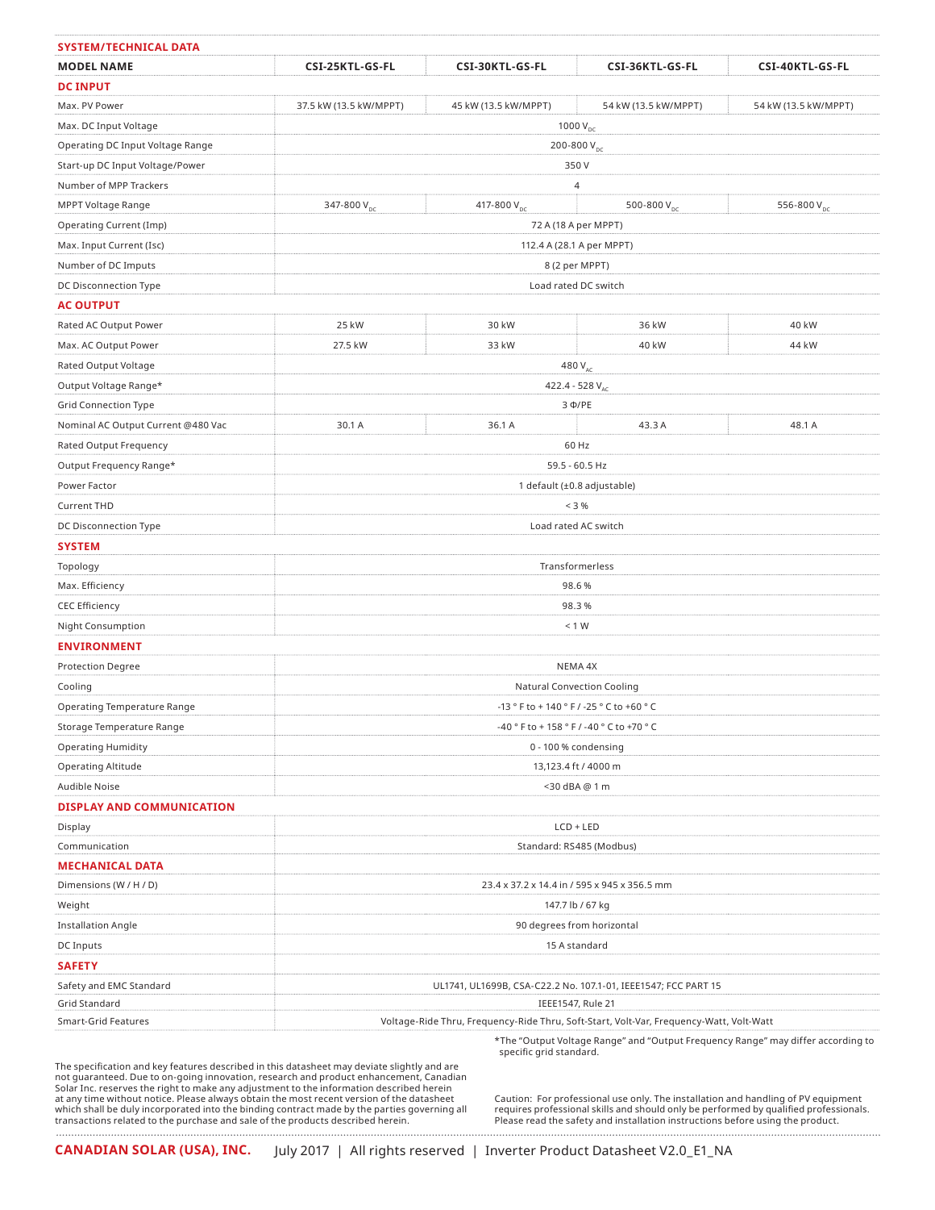## SYSTEM/TECHNICAL DATA

| MODEL NAME | CSI-25KTL-GS-FL | CSI-30KTL-GS-FL | CSI-36KTL-GS-FL | CSI-40KTL-GS-FL |
|---|---|---|---|---|
| **DC INPUT** | | | | |
| Max. PV Power | 37.5 kW (13.5 kW/MPPT) | 45 kW (13.5 kW/MPPT) | 54 kW (13.5 kW/MPPT) | 54 kW (13.5 kW/MPPT) |
| Max. DC Input Voltage | 1000 $V_{DC}$ | | | |
| Operating DC Input Voltage Range | 200-800 $V_{DC}$ | | | |
| Start-up DC Input Voltage/Power | 350 V | | | |
| Number of MPP Trackers | 4 | | | |
| MPPT Voltage Range | 347-800 $V_{DC}$ | 417-800 $V_{DC}$ | 500-800 $V_{DC}$ | 556-800 $V_{DC}$ |
| Operating Current (Imp) | 72 A (18 A per MPPT) | | | |
| Max. Input Current (Isc) | 112.4 A (28.1 A per MPPT) | | | |
| Number of DC Imputs | 8 (2 per MPPT) | | | |
| DC Disconnection Type | Load rated DC switch | | | |
| **AC OUTPUT** | | | | |
| Rated AC Output Power | 25 kW | 30 kW | 36 kW | 40 kW |
| Max. AC Output Power | 27.5 kW | 33 kW | 40 kW | 44 kW |
| Rated Output Voltage | 480 $V_{AC}$ | | | |
| Output Voltage Range* | 422.4 - 528 $V_{AC}$ | | | |
| Grid Connection Type | 3 Φ/PE | | | |
| Nominal AC Output Current @480 Vac | 30.1 A | 36.1 A | 43.3 A | 48.1 A |
| Rated Output Frequency | 60 Hz | | | |
| Output Frequency Range* | 59.5 - 60.5 Hz | | | |
| Power Factor | 1 default (±0.8 adjustable) | | | |
| Current THD | < 3 % | | | |
| DC Disconnection Type | Load rated AC switch | | | |
| **SYSTEM** | | | | |
| Topology | Transformerless | | | |
| Max. Efficiency | 98.6 % | | | |
| CEC Efficiency | 98.3 % | | | |
| Night Consumption | < 1 W | | | |
| **ENVIRONMENT** | | | | |
| Protection Degree | NEMA 4X | | | |
| Cooling | Natural Convection Cooling | | | |
| Operating Temperature Range | -13 ° F to + 140 ° F / -25 ° C to +60 ° C | | | |
| Storage Temperature Range | -40 ° F to + 158 ° F / -40 ° C to +70 ° C | | | |
| Operating Humidity | 0 - 100 % condensing | | | |
| Operating Altitude | 13,123.4 ft / 4000 m | | | |
| Audible Noise | <30 dBA @ 1 m | | | |
| **DISPLAY AND COMMUNICATION** | | | | |
| Display | LCD + LED | | | |
| Communication | Standard: RS485 (Modbus) | | | |
| **MECHANICAL DATA** | | | | |
| Dimensions (W / H / D) | 23.4 x 37.2 x 14.4 in / 595 x 945 x 356.5 mm | | | |
| Weight | 147.7 lb / 67 kg | | | |
| Installation Angle | 90 degrees from horizontal | | | |
| DC Inputs | 15 A standard | | | |
| **SAFETY** | | | | |
| Safety and EMC Standard | UL1741, UL1699B, CSA-C22.2 No. 107.1-01, IEEE1547; FCC PART 15 | | | |
| Grid Standard | IEEE1547, Rule 21 | | | |
| Smart-Grid Features | Voltage-Ride Thru, Frequency-Ride Thru, Soft-Start, Volt-Var, Frequency-Watt, Volt-Watt | | | |

*The "Output Voltage Range" and "Output Frequency Range" may differ according to specific grid standard.

The specification and key features described in this datasheet may deviate slightly and are not guaranteed. Due to on-going innovation, research and product enhancement, Canadian Solar Inc. reserves the right to make any adjustment to the information described herein at any time without notice. Please always obtain the most recent version of the datasheet which shall be duly incorporated into the binding contract made by the parties governing all transactions related to the purchase and sale of the products described herein.

Caution: For professional use only. The installation and handling of PV equipment requires professional skills and should only be performed by qualified professionals. Please read the safety and installation instructions before using the product.

**CANADIAN SOLAR (USA), INC.** July 2017 | All rights reserved | Inverter Product Datasheet V2.0_E1_NA